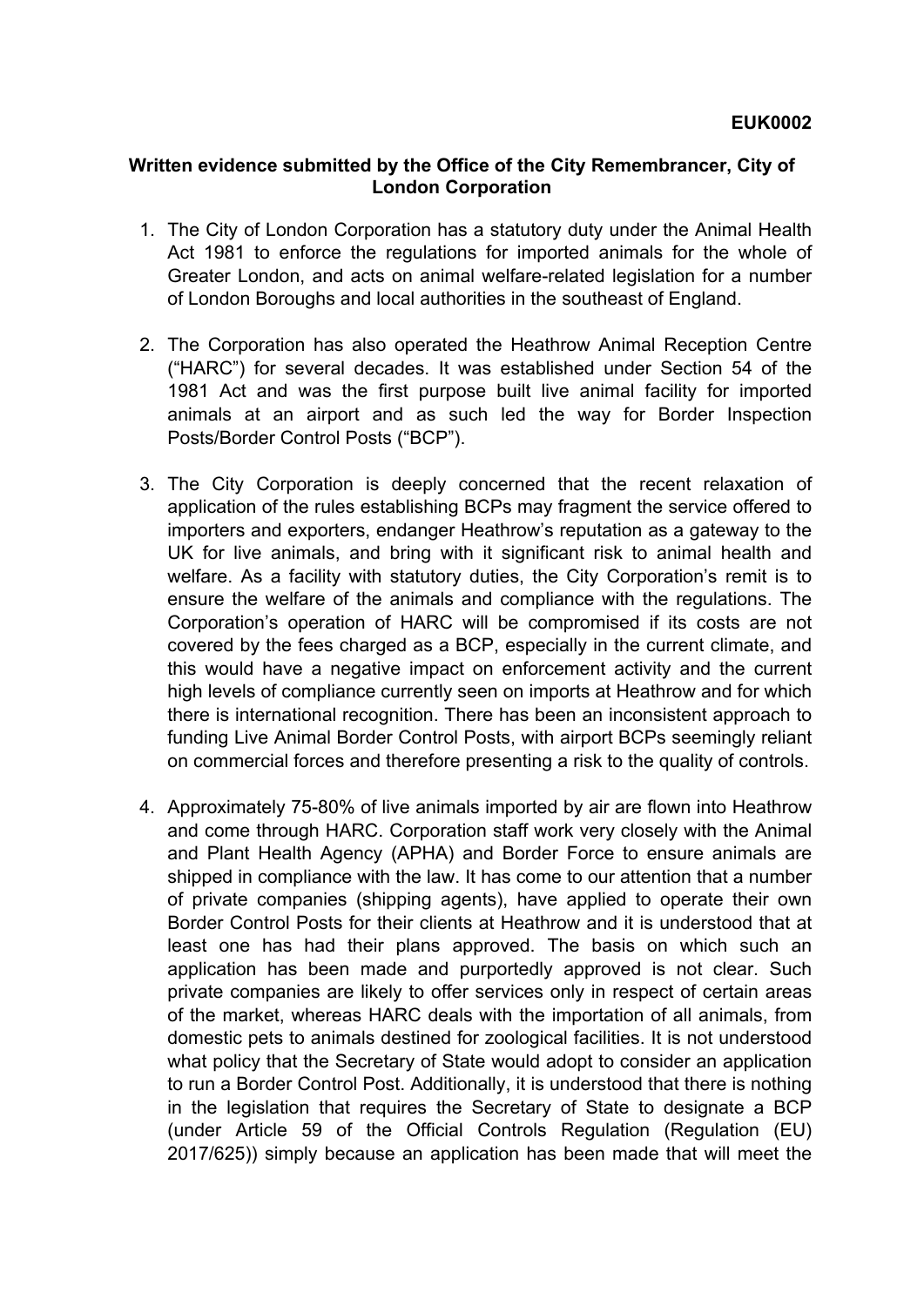**EUK0002**

**Written evidence submitted by the Office of the City Remembrancer, City of London Corporation**

1. The City of London Corporation has a statutory duty under the Animal Health Act 1981 to enforce the regulations for imported animals for the whole of Greater London, and acts on animal welfare-related legislation for a number of London Boroughs and local authorities in the southeast of England.

2. The Corporation has also operated the Heathrow Animal Reception Centre ("HARC") for several decades. It was established under Section 54 of the 1981 Act and was the first purpose built live animal facility for imported animals at an airport and as such led the way for Border Inspection Posts/Border Control Posts ("BCP").

3. The City Corporation is deeply concerned that the recent relaxation of application of the rules establishing BCPs may fragment the service offered to importers and exporters, endanger Heathrow's reputation as a gateway to the UK for live animals, and bring with it significant risk to animal health and welfare. As a facility with statutory duties, the City Corporation's remit is to ensure the welfare of the animals and compliance with the regulations. The Corporation's operation of HARC will be compromised if its costs are not covered by the fees charged as a BCP, especially in the current climate, and this would have a negative impact on enforcement activity and the current high levels of compliance currently seen on imports at Heathrow and for which there is international recognition. There has been an inconsistent approach to funding Live Animal Border Control Posts, with airport BCPs seemingly reliant on commercial forces and therefore presenting a risk to the quality of controls.

4. Approximately 75-80% of live animals imported by air are flown into Heathrow and come through HARC. Corporation staff work very closely with the Animal and Plant Health Agency (APHA) and Border Force to ensure animals are shipped in compliance with the law. It has come to our attention that a number of private companies (shipping agents), have applied to operate their own Border Control Posts for their clients at Heathrow and it is understood that at least one has had their plans approved. The basis on which such an application has been made and purportedly approved is not clear. Such private companies are likely to offer services only in respect of certain areas of the market, whereas HARC deals with the importation of all animals, from domestic pets to animals destined for zoological facilities. It is not understood what policy that the Secretary of State would adopt to consider an application to run a Border Control Post. Additionally, it is understood that there is nothing in the legislation that requires the Secretary of State to designate a BCP (under Article 59 of the Official Controls Regulation (Regulation (EU) 2017/625)) simply because an application has been made that will meet the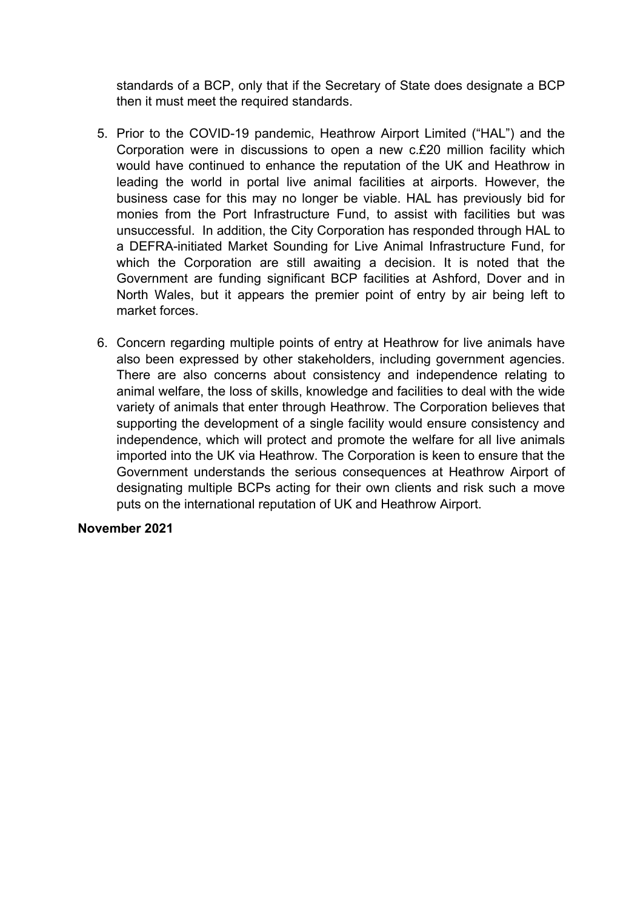standards of a BCP, only that if the Secretary of State does designate a BCP then it must meet the required standards.

5. Prior to the COVID-19 pandemic, Heathrow Airport Limited ("HAL") and the Corporation were in discussions to open a new c.£20 million facility which would have continued to enhance the reputation of the UK and Heathrow in leading the world in portal live animal facilities at airports. However, the business case for this may no longer be viable. HAL has previously bid for monies from the Port Infrastructure Fund, to assist with facilities but was unsuccessful. In addition, the City Corporation has responded through HAL to a DEFRA-initiated Market Sounding for Live Animal Infrastructure Fund, for which the Corporation are still awaiting a decision. It is noted that the Government are funding significant BCP facilities at Ashford, Dover and in North Wales, but it appears the premier point of entry by air being left to market forces.

6. Concern regarding multiple points of entry at Heathrow for live animals have also been expressed by other stakeholders, including government agencies. There are also concerns about consistency and independence relating to animal welfare, the loss of skills, knowledge and facilities to deal with the wide variety of animals that enter through Heathrow. The Corporation believes that supporting the development of a single facility would ensure consistency and independence, which will protect and promote the welfare for all live animals imported into the UK via Heathrow. The Corporation is keen to ensure that the Government understands the serious consequences at Heathrow Airport of designating multiple BCPs acting for their own clients and risk such a move puts on the international reputation of UK and Heathrow Airport.

**November 2021**